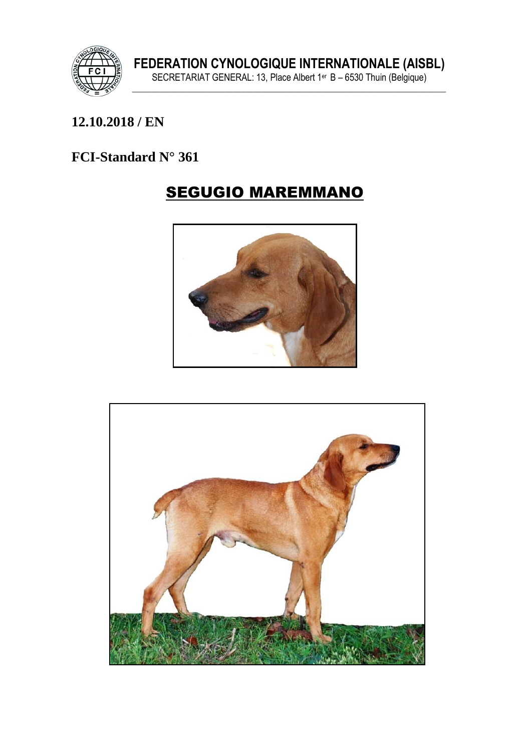**FEDERATION CYNOLOGIQUE INTERNATIONALE (AISBL)**
SECRETARIAT GENERAL: 13, Place Albert 1er B – 6530 Thuin (Belgique)

**12.10.2018 / EN**

**FCI-Standard N° 361**

# SEGUGIO MAREMMANO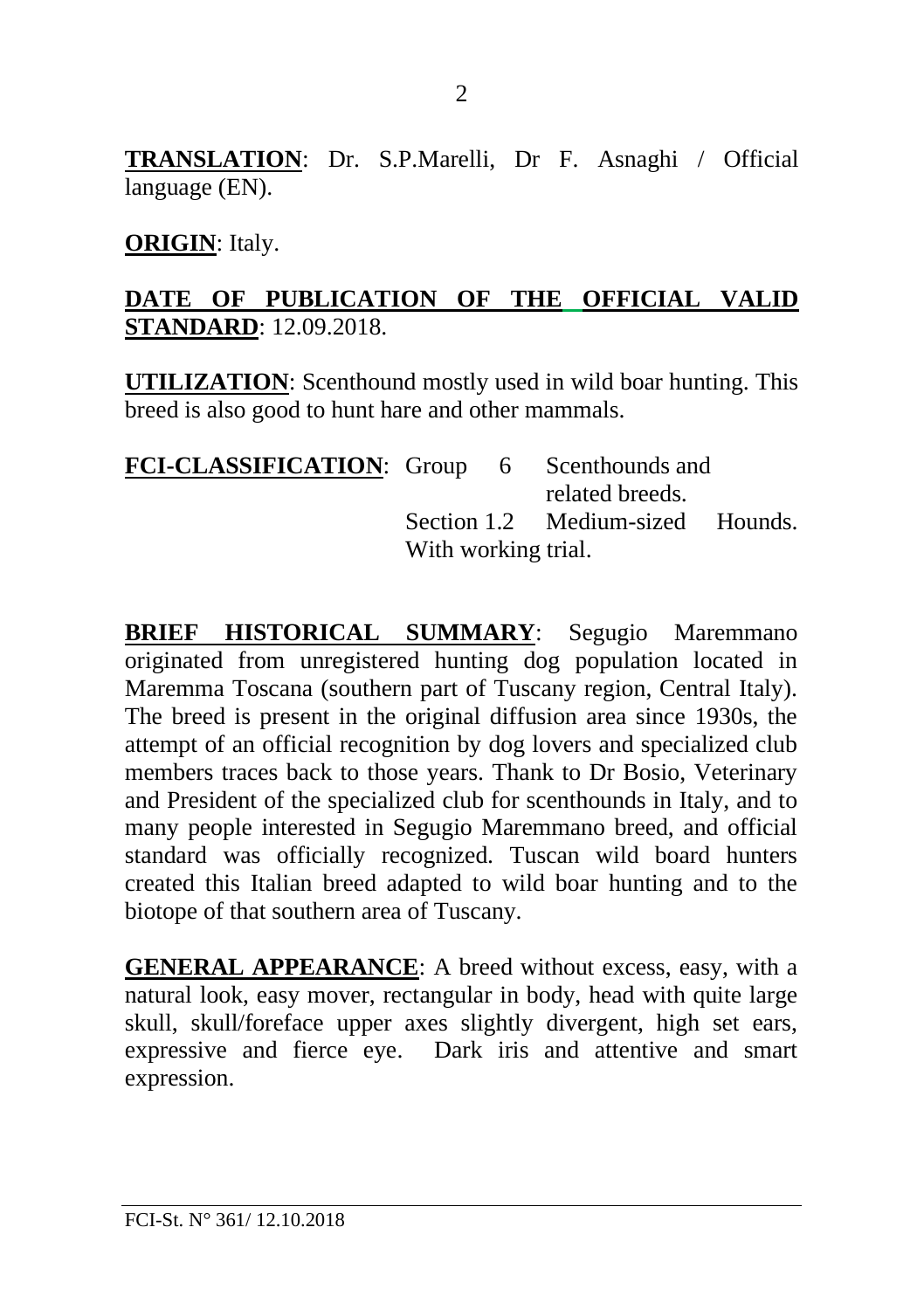**TRANSLATION**: Dr. S.P.Marelli, Dr F. Asnaghi / Official language (EN).

**ORIGIN**: Italy.

**DATE OF PUBLICATION OF THE OFFICIAL VALID STANDARD**: 12.09.2018.

**UTILIZATION**: Scenthound mostly used in wild boar hunting. This breed is also good to hunt hare and other mammals.

**FCI-CLASSIFICATION**: Group 6 Scenthounds and related breeds.
Section 1.2 Medium-sized Hounds.
With working trial.

**BRIEF HISTORICAL SUMMARY**: Segugio Maremmano originated from unregistered hunting dog population located in Maremma Toscana (southern part of Tuscany region, Central Italy). The breed is present in the original diffusion area since 1930s, the attempt of an official recognition by dog lovers and specialized club members traces back to those years. Thank to Dr Bosio, Veterinary and President of the specialized club for scenthounds in Italy, and to many people interested in Segugio Maremmano breed, and official standard was officially recognized. Tuscan wild board hunters created this Italian breed adapted to wild boar hunting and to the biotope of that southern area of Tuscany.

**GENERAL APPEARANCE**: A breed without excess, easy, with a natural look, easy mover, rectangular in body, head with quite large skull, skull/foreface upper axes slightly divergent, high set ears, expressive and fierce eye. Dark iris and attentive and smart expression.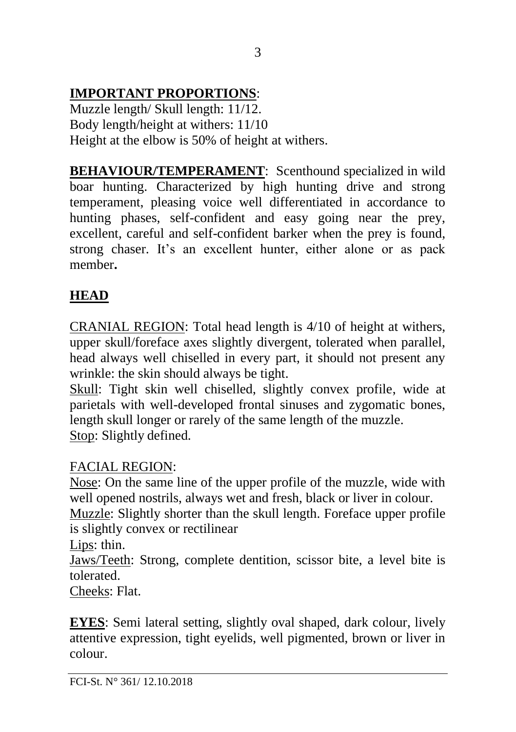**IMPORTANT PROPORTIONS**:
Muzzle length/ Skull length: 11/12.
Body length/height at withers: 11/10
Height at the elbow is 50% of height at withers.

**BEHAVIOUR/TEMPERAMENT**: Scenthound specialized in wild boar hunting. Characterized by high hunting drive and strong temperament, pleasing voice well differentiated in accordance to hunting phases, self-confident and easy going near the prey, excellent, careful and self-confident barker when the prey is found, strong chaser. It's an excellent hunter, either alone or as pack member**.**

**HEAD**

CRANIAL REGION: Total head length is 4/10 of height at withers, upper skull/foreface axes slightly divergent, tolerated when parallel, head always well chiselled in every part, it should not present any wrinkle: the skin should always be tight.
Skull: Tight skin well chiselled, slightly convex profile, wide at parietals with well-developed frontal sinuses and zygomatic bones, length skull longer or rarely of the same length of the muzzle.
Stop: Slightly defined.

FACIAL REGION:
Nose: On the same line of the upper profile of the muzzle, wide with well opened nostrils, always wet and fresh, black or liver in colour.
Muzzle: Slightly shorter than the skull length. Foreface upper profile is slightly convex or rectilinear
Lips: thin.
Jaws/Teeth: Strong, complete dentition, scissor bite, a level bite is tolerated.
Cheeks: Flat.

**EYES**: Semi lateral setting, slightly oval shaped, dark colour, lively attentive expression, tight eyelids, well pigmented, brown or liver in colour.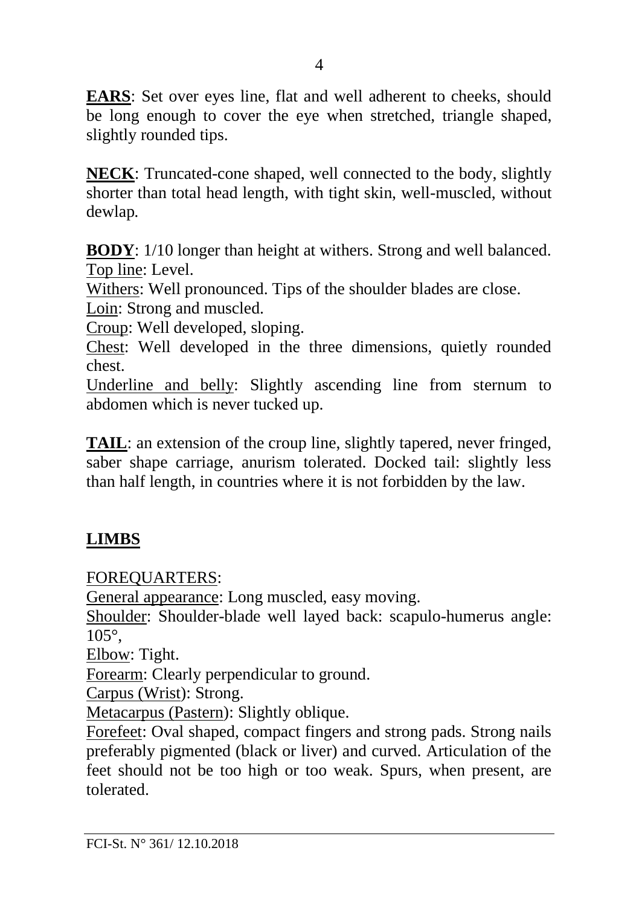**EARS**: Set over eyes line, flat and well adherent to cheeks, should be long enough to cover the eye when stretched, triangle shaped, slightly rounded tips.

**NECK**: Truncated-cone shaped, well connected to the body, slightly shorter than total head length, with tight skin, well-muscled, without dewlap.

**BODY**: 1/10 longer than height at withers. Strong and well balanced.
Top line: Level.
Withers: Well pronounced. Tips of the shoulder blades are close.
Loin: Strong and muscled.
Croup: Well developed, sloping.
Chest: Well developed in the three dimensions, quietly rounded chest.
Underline and belly: Slightly ascending line from sternum to abdomen which is never tucked up.

**TAIL**: an extension of the croup line, slightly tapered, never fringed, saber shape carriage, anurism tolerated. Docked tail: slightly less than half length, in countries where it is not forbidden by the law.

## LIMBS

FOREQUARTERS:
General appearance: Long muscled, easy moving.
Shoulder: Shoulder-blade well layed back: scapulo-humerus angle: 105°,
Elbow: Tight.
Forearm: Clearly perpendicular to ground.
Carpus (Wrist): Strong.
Metacarpus (Pastern): Slightly oblique.
Forefeet: Oval shaped, compact fingers and strong pads. Strong nails preferably pigmented (black or liver) and curved. Articulation of the feet should not be too high or too weak. Spurs, when present, are tolerated.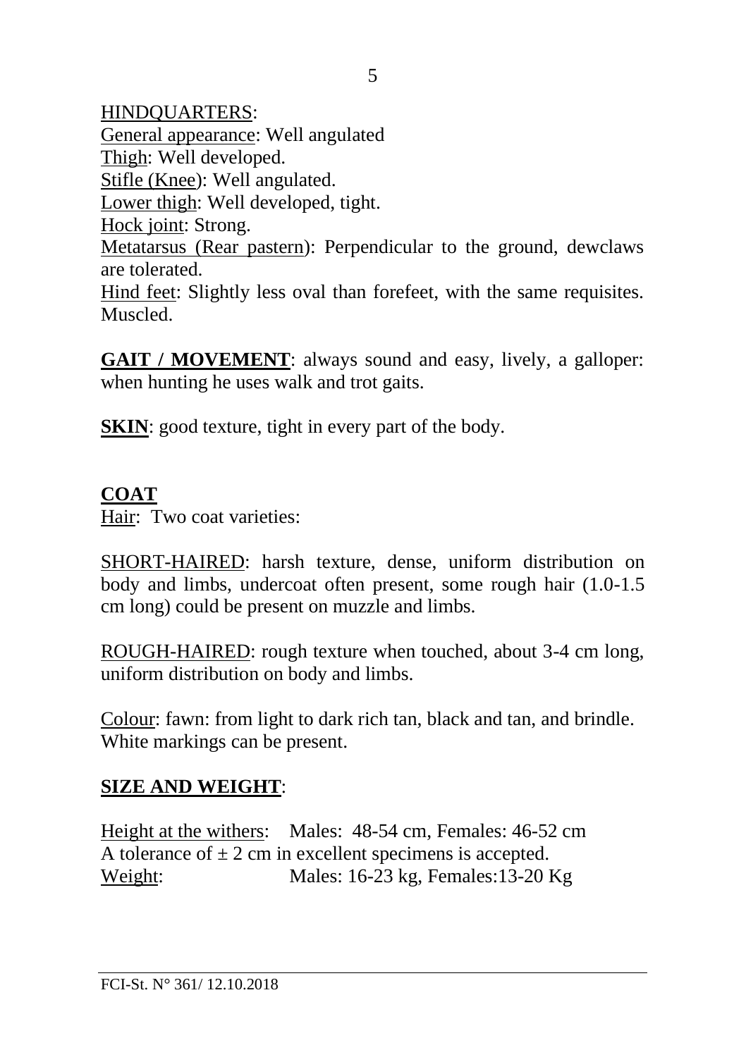HINDQUARTERS:

General appearance: Well angulated

Thigh: Well developed.

Stifle (Knee): Well angulated.

Lower thigh: Well developed, tight.

Hock joint: Strong.

Metatarsus (Rear pastern): Perpendicular to the ground, dewclaws are tolerated.

Hind feet: Slightly less oval than forefeet, with the same requisites. Muscled.

**GAIT / MOVEMENT**: always sound and easy, lively, a galloper: when hunting he uses walk and trot gaits.

**SKIN**: good texture, tight in every part of the body.

## COAT

Hair: Two coat varieties:

SHORT-HAIRED: harsh texture, dense, uniform distribution on body and limbs, undercoat often present, some rough hair (1.0-1.5 cm long) could be present on muzzle and limbs.

ROUGH-HAIRED: rough texture when touched, about 3-4 cm long, uniform distribution on body and limbs.

Colour: fawn: from light to dark rich tan, black and tan, and brindle. White markings can be present.

## SIZE AND WEIGHT:

Height at the withers: Males: 48-54 cm, Females: 46-52 cm
A tolerance of ± 2 cm in excellent specimens is accepted.
Weight: Males: 16-23 kg, Females:13-20 Kg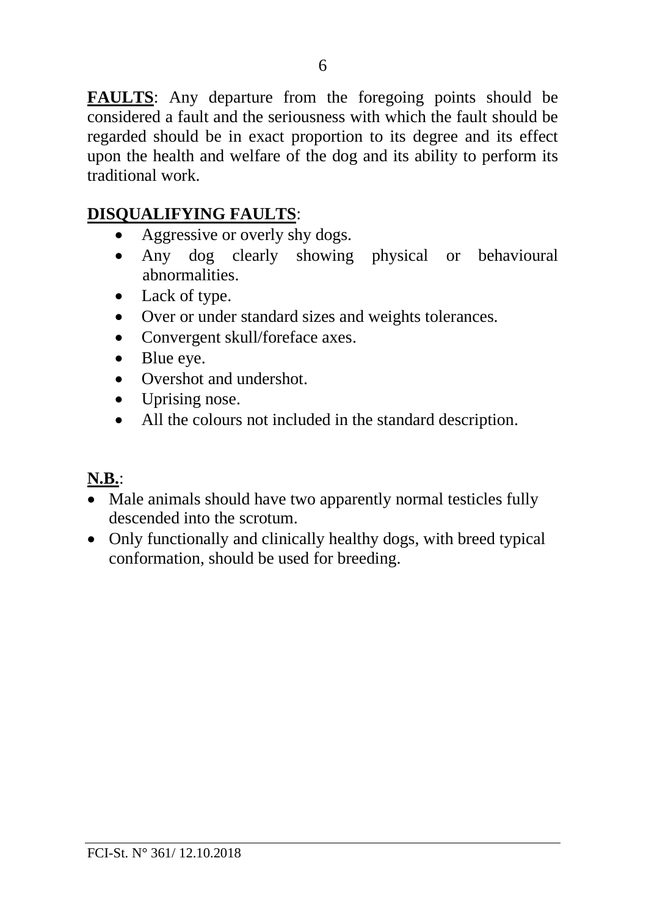**FAULTS**: Any departure from the foregoing points should be considered a fault and the seriousness with which the fault should be regarded should be in exact proportion to its degree and its effect upon the health and welfare of the dog and its ability to perform its traditional work.

**DISQUALIFYING FAULTS**:

- Aggressive or overly shy dogs.
- Any dog clearly showing physical or behavioural abnormalities.
- Lack of type.
- Over or under standard sizes and weights tolerances.
- Convergent skull/foreface axes.
- Blue eye.
- Overshot and undershot.
- Uprising nose.
- All the colours not included in the standard description.

**N.B.**:

- Male animals should have two apparently normal testicles fully descended into the scrotum.
- Only functionally and clinically healthy dogs, with breed typical conformation, should be used for breeding.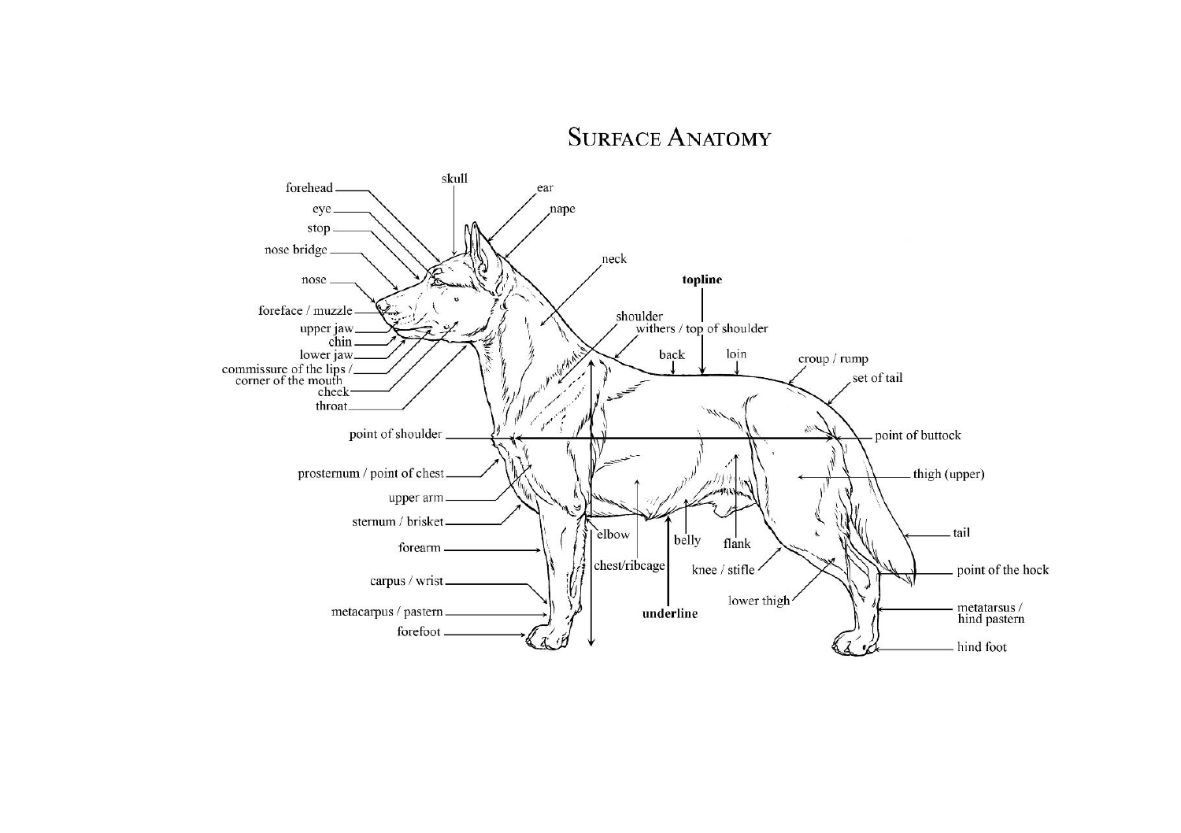# Surface Anatomy

forehead
eye
stop
nose bridge
nose
foreface / muzzle
upper jaw
chin
lower jaw
commissure of the lips / corner of the mouth
cheek
throat
skull
ear
nape
neck
topline
shoulder
withers / top of shoulder
back
loin
croup / rump
set of tail
point of shoulder
point of buttock
prosternum / point of chest
thigh (upper)
upper arm
sternum / brisket
elbow
belly
flank
tail
forearm
chest/ribcage
knee / stifle
point of the hock
carpus / wrist
lower thigh
metacarpus / pastern
underline
metatarsus / hind pastern
forefoot
hind foot